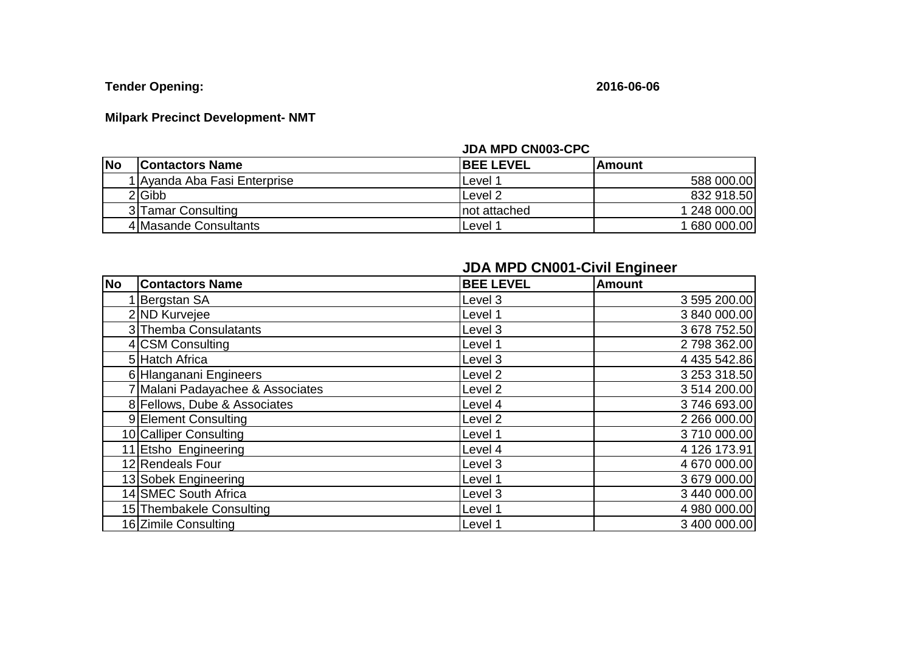**Tender Opening:** **2016-06-06**

**Milpark Precinct Development- NMT**

**JDA MPD CN003-CPC**

| No | Contactors Name | BEE LEVEL | Amount |
|---|---|---|---|
| 1 | Ayanda Aba Fasi Enterprise | Level 1 | 588 000.00 |
| 2 | Gibb | Level 2 | 832 918.50 |
| 3 | Tamar Consulting | not attached | 1 248 000.00 |
| 4 | Masande Consultants | Level 1 | 1 680 000.00 |

**JDA MPD CN001-Civil Engineer**

| No | Contactors Name | BEE LEVEL | Amount |
|---|---|---|---|
| 1 | Bergstan SA | Level 3 | 3 595 200.00 |
| 2 | ND Kurvejee | Level 1 | 3 840 000.00 |
| 3 | Themba Consulatants | Level 3 | 3 678 752.50 |
| 4 | CSM Consulting | Level 1 | 2 798 362.00 |
| 5 | Hatch Africa | Level 3 | 4 435 542.86 |
| 6 | Hlanganani Engineers | Level 2 | 3 253 318.50 |
| 7 | Malani Padayachee & Associates | Level 2 | 3 514 200.00 |
| 8 | Fellows, Dube & Associates | Level 4 | 3 746 693.00 |
| 9 | Element Consulting | Level 2 | 2 266 000.00 |
| 10 | Calliper Consulting | Level 1 | 3 710 000.00 |
| 11 | Etsho Engineering | Level 4 | 4 126 173.91 |
| 12 | Rendeals Four | Level 3 | 4 670 000.00 |
| 13 | Sobek Engineering | Level 1 | 3 679 000.00 |
| 14 | SMEC South Africa | Level 3 | 3 440 000.00 |
| 15 | Thembakele Consulting | Level 1 | 4 980 000.00 |
| 16 | Zimile Consulting | Level 1 | 3 400 000.00 |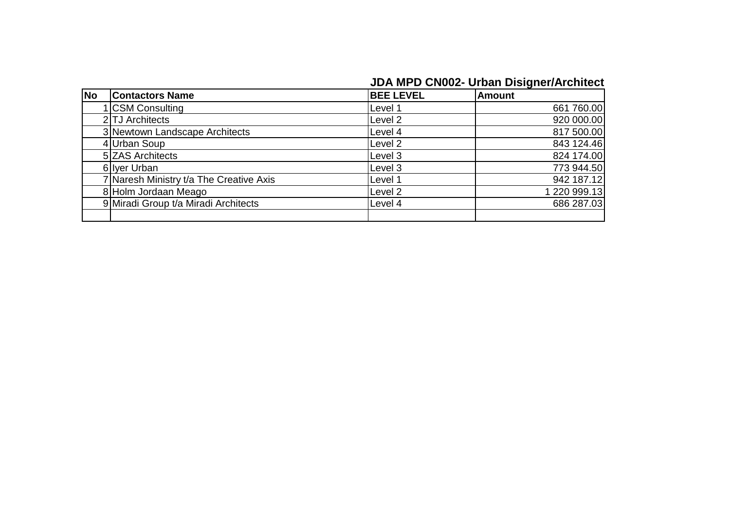**JDA MPD CN002- Urban Disigner/Architect**

| No | Contactors Name | BEE LEVEL | Amount |
|---|---|---|---|
| 1 | CSM Consulting | Level 1 | 661 760.00 |
| 2 | TJ Architects | Level 2 | 920 000.00 |
| 3 | Newtown Landscape Architects | Level 4 | 817 500.00 |
| 4 | Urban Soup | Level 2 | 843 124.46 |
| 5 | ZAS Architects | Level 3 | 824 174.00 |
| 6 | Iyer Urban | Level 3 | 773 944.50 |
| 7 | Naresh Ministry t/a The Creative Axis | Level 1 | 942 187.12 |
| 8 | Holm Jordaan Meago | Level 2 | 1 220 999.13 |
| 9 | Miradi Group t/a Miradi Architects | Level 4 | 686 287.03 |
| | | | |